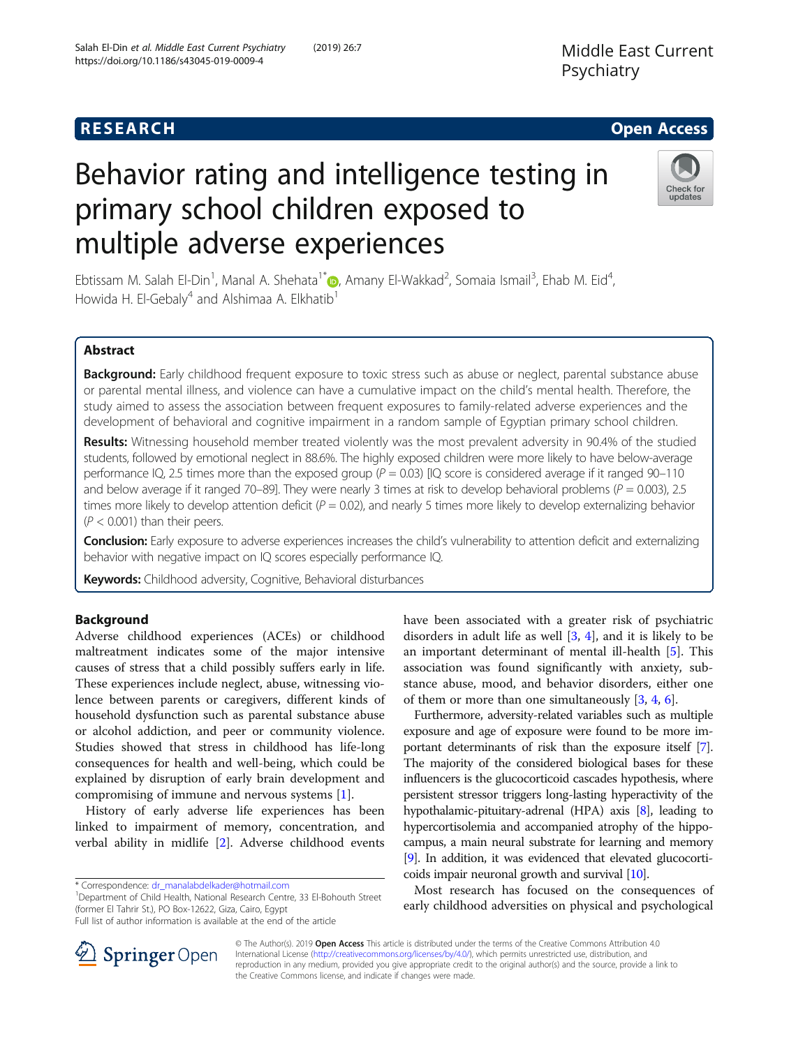RESEARCH

Open Access

# Behavior rating and intelligence testing in primary school children exposed to multiple adverse experiences

Ebtissam M. Salah El-Din[1], Manal A. Shehata[1*], Amany El-Wakkad[2], Somaia Ismail[3], Ehab M. Eid[4], Howida H. El-Gebaly[4] and Alshimaa A. Elkhatib[1]

## Abstract

**Background:** Early childhood frequent exposure to toxic stress such as abuse or neglect, parental substance abuse or parental mental illness, and violence can have a cumulative impact on the child's mental health. Therefore, the study aimed to assess the association between frequent exposures to family-related adverse experiences and the development of behavioral and cognitive impairment in a random sample of Egyptian primary school children.

**Results:** Witnessing household member treated violently was the most prevalent adversity in 90.4% of the studied students, followed by emotional neglect in 88.6%. The highly exposed children were more likely to have below-average performance IQ, 2.5 times more than the exposed group ($P = 0.03$) [IQ score is considered average if it ranged 90–110 and below average if it ranged 70–89]. They were nearly 3 times at risk to develop behavioral problems ($P = 0.003$), 2.5 times more likely to develop attention deficit ($P = 0.02$), and nearly 5 times more likely to develop externalizing behavior ($P < 0.001$) than their peers.

**Conclusion:** Early exposure to adverse experiences increases the child's vulnerability to attention deficit and externalizing behavior with negative impact on IQ scores especially performance IQ.

**Keywords:** Childhood adversity, Cognitive, Behavioral disturbances

## Background

Adverse childhood experiences (ACEs) or childhood maltreatment indicates some of the major intensive causes of stress that a child possibly suffers early in life. These experiences include neglect, abuse, witnessing violence between parents or caregivers, different kinds of household dysfunction such as parental substance abuse or alcohol addiction, and peer or community violence. Studies showed that stress in childhood has life-long consequences for health and well-being, which could be explained by disruption of early brain development and compromising of immune and nervous systems [1].

History of early adverse life experiences has been linked to impairment of memory, concentration, and verbal ability in midlife [2]. Adverse childhood events have been associated with a greater risk of psychiatric disorders in adult life as well [3, 4], and it is likely to be an important determinant of mental ill-health [5]. This association was found significantly with anxiety, substance abuse, mood, and behavior disorders, either one of them or more than one simultaneously [3, 4, 6].

Furthermore, adversity-related variables such as multiple exposure and age of exposure were found to be more important determinants of risk than the exposure itself [7]. The majority of the considered biological bases for these influencers is the glucocorticoid cascades hypothesis, where persistent stressor triggers long-lasting hyperactivity of the hypothalamic-pituitary-adrenal (HPA) axis [8], leading to hypercortisolemia and accompanied atrophy of the hippocampus, a main neural substrate for learning and memory [9]. In addition, it was evidenced that elevated glucocorticoids impair neuronal growth and survival [10].

Most research has focused on the consequences of early childhood adversities on physical and psychological

\* Correspondence: dr_manalabdelkader@hotmail.com
[1]Department of Child Health, National Research Centre, 33 El-Bohouth Street (former El Tahrir St.), PO Box-12622, Giza, Cairo, Egypt
Full list of author information is available at the end of the article

© The Author(s). 2019 **Open Access** This article is distributed under the terms of the Creative Commons Attribution 4.0 International License (http://creativecommons.org/licenses/by/4.0/), which permits unrestricted use, distribution, and reproduction in any medium, provided you give appropriate credit to the original author(s) and the source, provide a link to the Creative Commons license, and indicate if changes were made.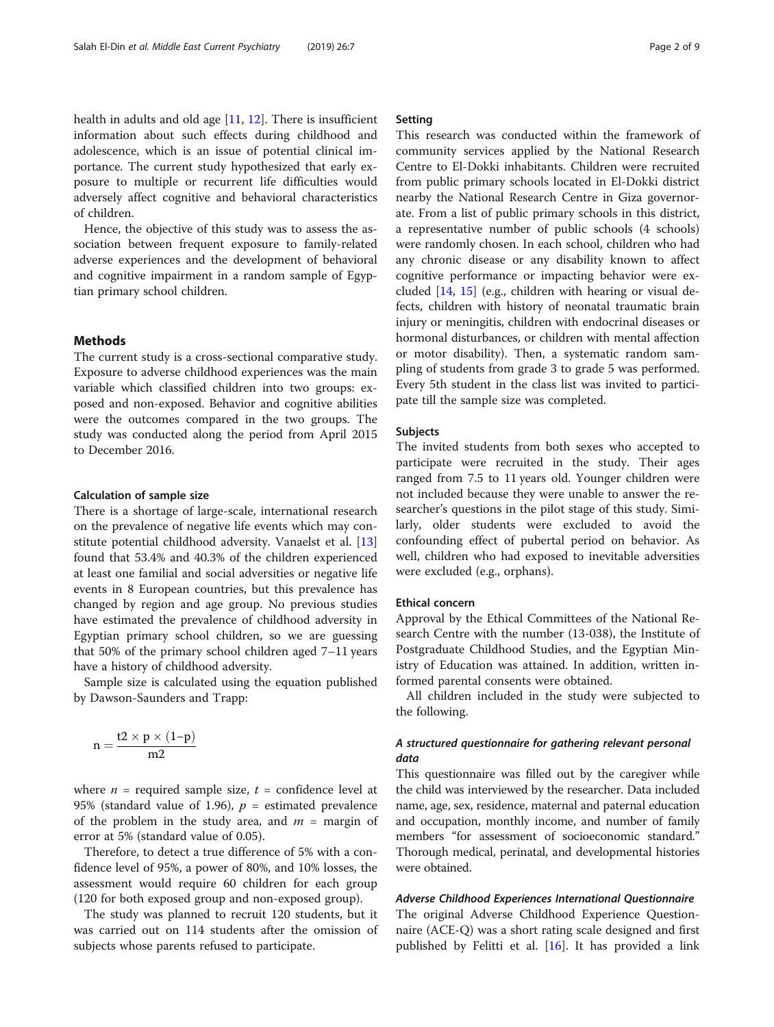health in adults and old age [11, 12]. There is insufficient information about such effects during childhood and adolescence, which is an issue of potential clinical importance. The current study hypothesized that early exposure to multiple or recurrent life difficulties would adversely affect cognitive and behavioral characteristics of children.

Hence, the objective of this study was to assess the association between frequent exposure to family-related adverse experiences and the development of behavioral and cognitive impairment in a random sample of Egyptian primary school children.

## Methods

The current study is a cross-sectional comparative study. Exposure to adverse childhood experiences was the main variable which classified children into two groups: exposed and non-exposed. Behavior and cognitive abilities were the outcomes compared in the two groups. The study was conducted along the period from April 2015 to December 2016.

### Calculation of sample size

There is a shortage of large-scale, international research on the prevalence of negative life events which may constitute potential childhood adversity. Vanaelst et al. [13] found that 53.4% and 40.3% of the children experienced at least one familial and social adversities or negative life events in 8 European countries, but this prevalence has changed by region and age group. No previous studies have estimated the prevalence of childhood adversity in Egyptian primary school children, so we are guessing that 50% of the primary school children aged 7–11 years have a history of childhood adversity.

Sample size is calculated using the equation published by Dawson-Saunders and Trapp:

$$n = \frac{t2 \times p \times (1-p)}{m2}$$

where $n$ = required sample size, $t$ = confidence level at 95% (standard value of 1.96), $p$ = estimated prevalence of the problem in the study area, and $m$ = margin of error at 5% (standard value of 0.05).

Therefore, to detect a true difference of 5% with a confidence level of 95%, a power of 80%, and 10% losses, the assessment would require 60 children for each group (120 for both exposed group and non-exposed group).

The study was planned to recruit 120 students, but it was carried out on 114 students after the omission of subjects whose parents refused to participate.

### Setting

This research was conducted within the framework of community services applied by the National Research Centre to El-Dokki inhabitants. Children were recruited from public primary schools located in El-Dokki district nearby the National Research Centre in Giza governorate. From a list of public primary schools in this district, a representative number of public schools (4 schools) were randomly chosen. In each school, children who had any chronic disease or any disability known to affect cognitive performance or impacting behavior were excluded [14, 15] (e.g., children with hearing or visual defects, children with history of neonatal traumatic brain injury or meningitis, children with endocrinal diseases or hormonal disturbances, or children with mental affection or motor disability). Then, a systematic random sampling of students from grade 3 to grade 5 was performed. Every 5th student in the class list was invited to participate till the sample size was completed.

### Subjects

The invited students from both sexes who accepted to participate were recruited in the study. Their ages ranged from 7.5 to 11 years old. Younger children were not included because they were unable to answer the researcher's questions in the pilot stage of this study. Similarly, older students were excluded to avoid the confounding effect of pubertal period on behavior. As well, children who had exposed to inevitable adversities were excluded (e.g., orphans).

### Ethical concern

Approval by the Ethical Committees of the National Research Centre with the number (13-038), the Institute of Postgraduate Childhood Studies, and the Egyptian Ministry of Education was attained. In addition, written informed parental consents were obtained.

All children included in the study were subjected to the following.

#### *A structured questionnaire for gathering relevant personal data*

This questionnaire was filled out by the caregiver while the child was interviewed by the researcher. Data included name, age, sex, residence, maternal and paternal education and occupation, monthly income, and number of family members "for assessment of socioeconomic standard." Thorough medical, perinatal, and developmental histories were obtained.

#### *Adverse Childhood Experiences International Questionnaire*

The original Adverse Childhood Experience Questionnaire (ACE-Q) was a short rating scale designed and first published by Felitti et al. [16]. It has provided a link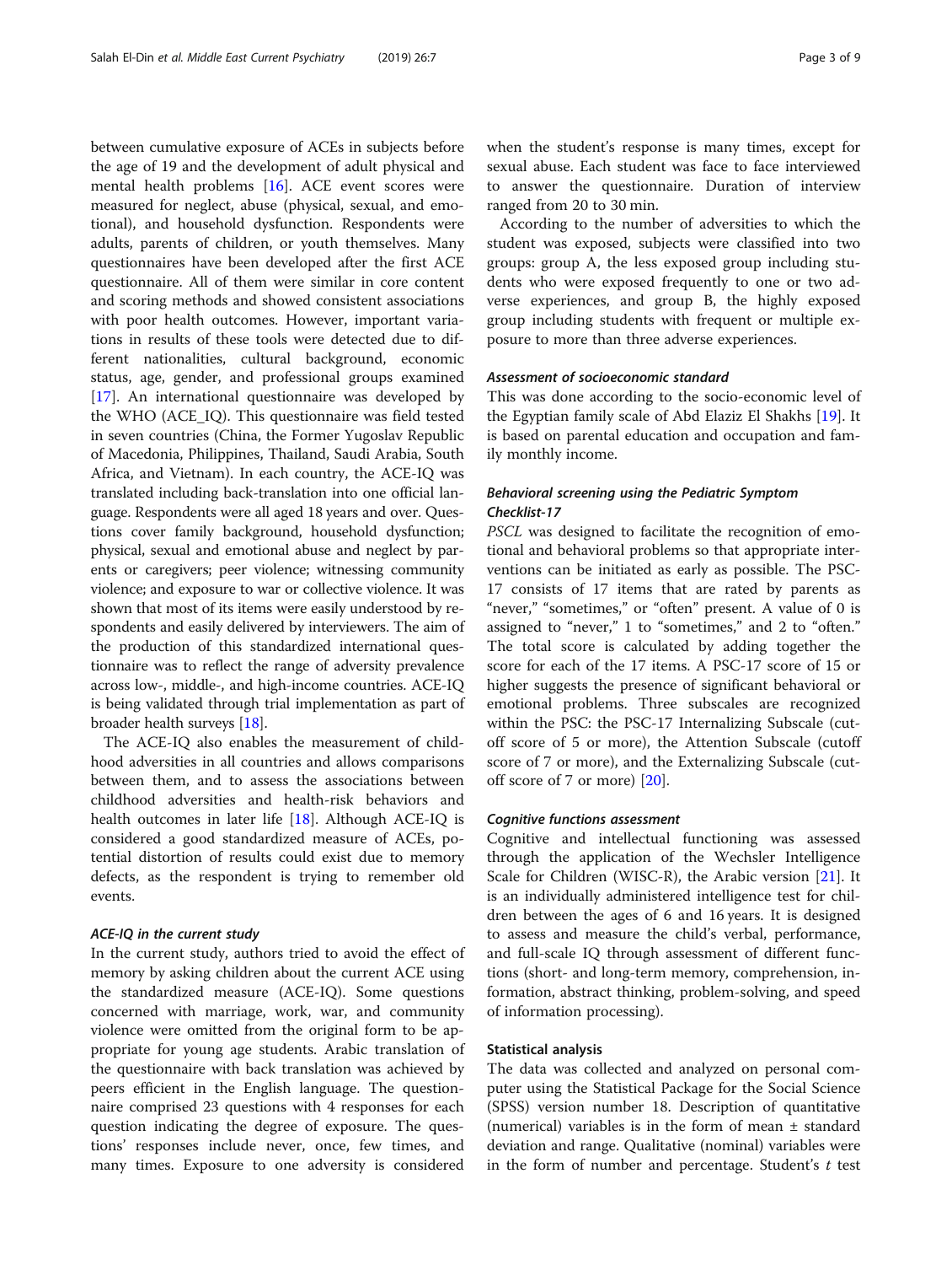between cumulative exposure of ACEs in subjects before the age of 19 and the development of adult physical and mental health problems [16]. ACE event scores were measured for neglect, abuse (physical, sexual, and emotional), and household dysfunction. Respondents were adults, parents of children, or youth themselves. Many questionnaires have been developed after the first ACE questionnaire. All of them were similar in core content and scoring methods and showed consistent associations with poor health outcomes. However, important variations in results of these tools were detected due to different nationalities, cultural background, economic status, age, gender, and professional groups examined [17]. An international questionnaire was developed by the WHO (ACE_IQ). This questionnaire was field tested in seven countries (China, the Former Yugoslav Republic of Macedonia, Philippines, Thailand, Saudi Arabia, South Africa, and Vietnam). In each country, the ACE-IQ was translated including back-translation into one official language. Respondents were all aged 18 years and over. Questions cover family background, household dysfunction; physical, sexual and emotional abuse and neglect by parents or caregivers; peer violence; witnessing community violence; and exposure to war or collective violence. It was shown that most of its items were easily understood by respondents and easily delivered by interviewers. The aim of the production of this standardized international questionnaire was to reflect the range of adversity prevalence across low-, middle-, and high-income countries. ACE-IQ is being validated through trial implementation as part of broader health surveys [18].

The ACE-IQ also enables the measurement of childhood adversities in all countries and allows comparisons between them, and to assess the associations between childhood adversities and health-risk behaviors and health outcomes in later life [18]. Although ACE-IQ is considered a good standardized measure of ACEs, potential distortion of results could exist due to memory defects, as the respondent is trying to remember old events.

#### *ACE-IQ in the current study*

In the current study, authors tried to avoid the effect of memory by asking children about the current ACE using the standardized measure (ACE-IQ). Some questions concerned with marriage, work, war, and community violence were omitted from the original form to be appropriate for young age students. Arabic translation of the questionnaire with back translation was achieved by peers efficient in the English language. The questionnaire comprised 23 questions with 4 responses for each question indicating the degree of exposure. The questions' responses include never, once, few times, and many times. Exposure to one adversity is considered when the student's response is many times, except for sexual abuse. Each student was face to face interviewed to answer the questionnaire. Duration of interview ranged from 20 to 30 min.

According to the number of adversities to which the student was exposed, subjects were classified into two groups: group A, the less exposed group including students who were exposed frequently to one or two adverse experiences, and group B, the highly exposed group including students with frequent or multiple exposure to more than three adverse experiences.

#### *Assessment of socioeconomic standard*

This was done according to the socio-economic level of the Egyptian family scale of Abd Elaziz El Shakhs [19]. It is based on parental education and occupation and family monthly income.

#### *Behavioral screening using the Pediatric Symptom Checklist-17*

*PSCL* was designed to facilitate the recognition of emotional and behavioral problems so that appropriate interventions can be initiated as early as possible. The PSC-17 consists of 17 items that are rated by parents as "never," "sometimes," or "often" present. A value of 0 is assigned to "never," 1 to "sometimes," and 2 to "often." The total score is calculated by adding together the score for each of the 17 items. A PSC-17 score of 15 or higher suggests the presence of significant behavioral or emotional problems. Three subscales are recognized within the PSC: the PSC-17 Internalizing Subscale (cutoff score of 5 or more), the Attention Subscale (cutoff score of 7 or more), and the Externalizing Subscale (cutoff score of 7 or more) [20].

#### *Cognitive functions assessment*

Cognitive and intellectual functioning was assessed through the application of the Wechsler Intelligence Scale for Children (WISC-R), the Arabic version [21]. It is an individually administered intelligence test for children between the ages of 6 and 16 years. It is designed to assess and measure the child's verbal, performance, and full-scale IQ through assessment of different functions (short- and long-term memory, comprehension, information, abstract thinking, problem-solving, and speed of information processing).

### Statistical analysis

The data was collected and analyzed on personal computer using the Statistical Package for the Social Science (SPSS) version number 18. Description of quantitative (numerical) variables is in the form of mean ± standard deviation and range. Qualitative (nominal) variables were in the form of number and percentage. Student's *t* test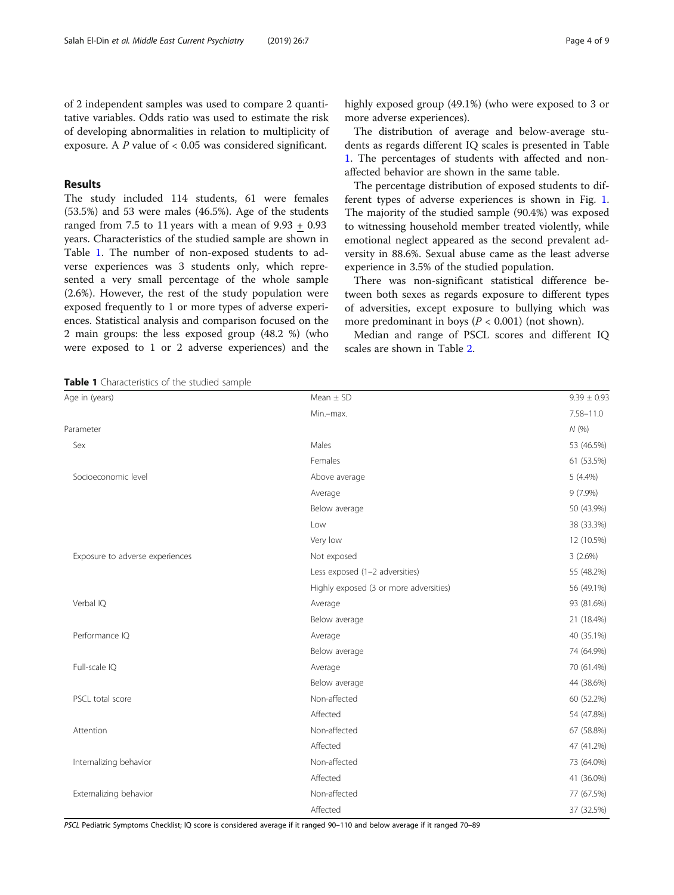of 2 independent samples was used to compare 2 quantitative variables. Odds ratio was used to estimate the risk of developing abnormalities in relation to multiplicity of exposure. A $P$ value of < 0.05 was considered significant.

## Results

The study included 114 students, 61 were females (53.5%) and 53 were males (46.5%). Age of the students ranged from 7.5 to 11 years with a mean of 9.93 $\pm$ 0.93 years. Characteristics of the studied sample are shown in Table 1. The number of non-exposed students to adverse experiences was 3 students only, which represented a very small percentage of the whole sample (2.6%). However, the rest of the study population were exposed frequently to 1 or more types of adverse experiences. Statistical analysis and comparison focused on the 2 main groups: the less exposed group (48.2 %) (who were exposed to 1 or 2 adverse experiences) and the highly exposed group (49.1%) (who were exposed to 3 or more adverse experiences).

The distribution of average and below-average students as regards different IQ scales is presented in Table 1. The percentages of students with affected and non-affected behavior are shown in the same table.

The percentage distribution of exposed students to different types of adverse experiences is shown in Fig. 1. The majority of the studied sample (90.4%) was exposed to witnessing household member treated violently, while emotional neglect appeared as the second prevalent adversity in 88.6%. Sexual abuse came as the least adverse experience in 3.5% of the studied population.

There was non-significant statistical difference between both sexes as regards exposure to different types of adversities, except exposure to bullying which was more predominant in boys ($P$ < 0.001) (not shown).

Median and range of PSCL scores and different IQ scales are shown in Table 2.

**Table 1** Characteristics of the studied sample

| Age in (years) | Mean ± SD | 9.39 ± 0.93 |
|---|---|---|
| | Min.–max. | 7.58–11.0 |
| Parameter | | *N* (%) |
| Sex | Males | 53 (46.5%) |
| | Females | 61 (53.5%) |
| Socioeconomic level | Above average | 5 (4.4%) |
| | Average | 9 (7.9%) |
| | Below average | 50 (43.9%) |
| | Low | 38 (33.3%) |
| | Very low | 12 (10.5%) |
| Exposure to adverse experiences | Not exposed | 3 (2.6%) |
| | Less exposed (1–2 adversities) | 55 (48.2%) |
| | Highly exposed (3 or more adversities) | 56 (49.1%) |
| Verbal IQ | Average | 93 (81.6%) |
| | Below average | 21 (18.4%) |
| Performance IQ | Average | 40 (35.1%) |
| | Below average | 74 (64.9%) |
| Full-scale IQ | Average | 70 (61.4%) |
| | Below average | 44 (38.6%) |
| PSCL total score | Non-affected | 60 (52.2%) |
| | Affected | 54 (47.8%) |
| Attention | Non-affected | 67 (58.8%) |
| | Affected | 47 (41.2%) |
| Internalizing behavior | Non-affected | 73 (64.0%) |
| | Affected | 41 (36.0%) |
| Externalizing behavior | Non-affected | 77 (67.5%) |
| | Affected | 37 (32.5%) |

*PSCL* Pediatric Symptoms Checklist; IQ score is considered average if it ranged 90–110 and below average if it ranged 70–89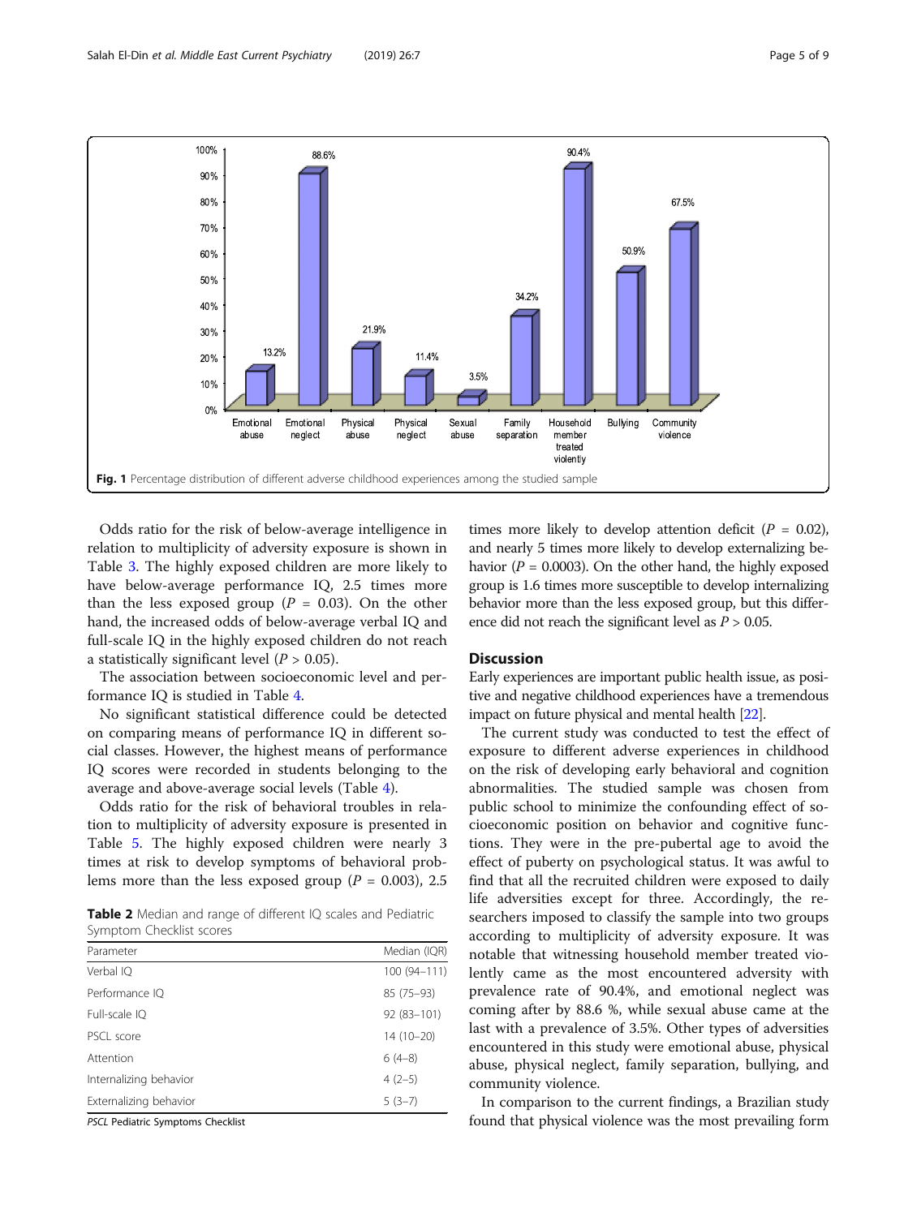Fig. 1 Percentage distribution of different adverse childhood experiences among the studied sample

Odds ratio for the risk of below-average intelligence in relation to multiplicity of adversity exposure is shown in Table 3. The highly exposed children are more likely to have below-average performance IQ, 2.5 times more than the less exposed group ($P$ = 0.03). On the other hand, the increased odds of below-average verbal IQ and full-scale IQ in the highly exposed children do not reach a statistically significant level ($P$ > 0.05).

The association between socioeconomic level and performance IQ is studied in Table 4.

No significant statistical difference could be detected on comparing means of performance IQ in different social classes. However, the highest means of performance IQ scores were recorded in students belonging to the average and above-average social levels (Table 4).

Odds ratio for the risk of behavioral troubles in relation to multiplicity of adversity exposure is presented in Table 5. The highly exposed children were nearly 3 times at risk to develop symptoms of behavioral problems more than the less exposed group ($P$ = 0.003), 2.5 times more likely to develop attention deficit ($P$ = 0.02), and nearly 5 times more likely to develop externalizing behavior ($P$ = 0.0003). On the other hand, the highly exposed group is 1.6 times more susceptible to develop internalizing behavior more than the less exposed group, but this difference did not reach the significant level as $P$ > 0.05.

**Table 2** Median and range of different IQ scales and Pediatric Symptom Checklist scores

| Parameter | Median (IQR) |
|---|---|
| Verbal IQ | 100 (94–111) |
| Performance IQ | 85 (75–93) |
| Full-scale IQ | 92 (83–101) |
| PSCL score | 14 (10–20) |
| Attention | 6 (4–8) |
| Internalizing behavior | 4 (2–5) |
| Externalizing behavior | 5 (3–7) |

*PSCL* Pediatric Symptoms Checklist

## Discussion

Early experiences are important public health issue, as positive and negative childhood experiences have a tremendous impact on future physical and mental health [22].

The current study was conducted to test the effect of exposure to different adverse experiences in childhood on the risk of developing early behavioral and cognition abnormalities. The studied sample was chosen from public school to minimize the confounding effect of socioeconomic position on behavior and cognitive functions. They were in the pre-pubertal age to avoid the effect of puberty on psychological status. It was awful to find that all the recruited children were exposed to daily life adversities except for three. Accordingly, the researchers imposed to classify the sample into two groups according to multiplicity of adversity exposure. It was notable that witnessing household member treated violently came as the most encountered adversity with prevalence rate of 90.4%, and emotional neglect was coming after by 88.6 %, while sexual abuse came at the last with a prevalence of 3.5%. Other types of adversities encountered in this study were emotional abuse, physical abuse, physical neglect, family separation, bullying, and community violence.

In comparison to the current findings, a Brazilian study found that physical violence was the most prevailing form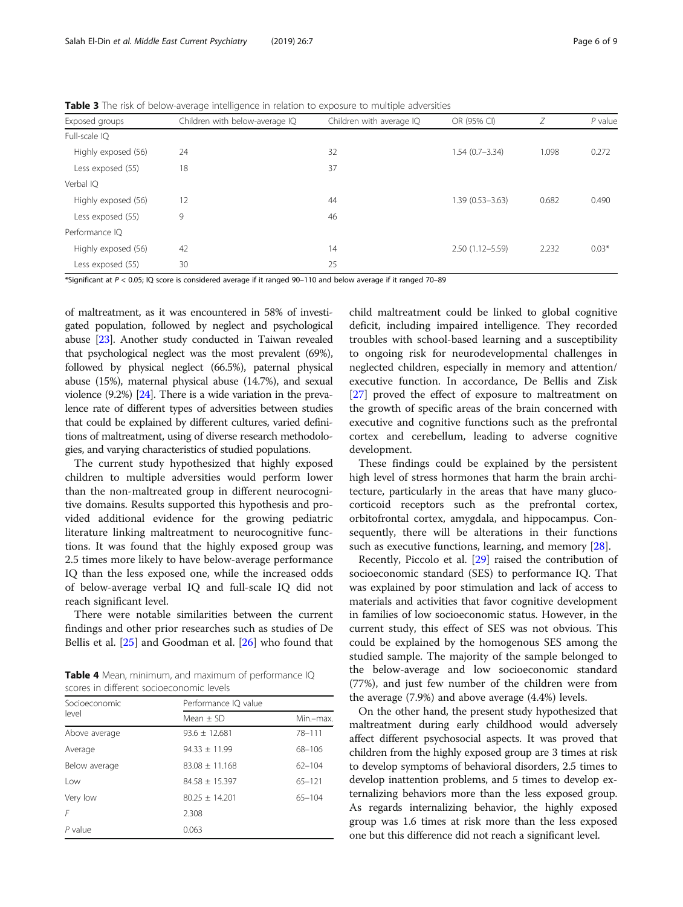**Table 3** The risk of below-average intelligence in relation to exposure to multiple adversities

| Exposed groups | Children with below-average IQ | Children with average IQ | OR (95% CI) | Z | P value |
|---|---|---|---|---|---|
| Full-scale IQ | | | | | |
| Highly exposed (56) | 24 | 32 | 1.54 (0.7–3.34) | 1.098 | 0.272 |
| Less exposed (55) | 18 | 37 | | | |
| Verbal IQ | | | | | |
| Highly exposed (56) | 12 | 44 | 1.39 (0.53–3.63) | 0.682 | 0.490 |
| Less exposed (55) | 9 | 46 | | | |
| Performance IQ | | | | | |
| Highly exposed (56) | 42 | 14 | 2.50 (1.12–5.59) | 2.232 | 0.03* |
| Less exposed (55) | 30 | 25 | | | |

*Significant at $P < 0.05$; IQ score is considered average if it ranged 90–110 and below average if it ranged 70–89

of maltreatment, as it was encountered in 58% of investigated population, followed by neglect and psychological abuse [23]. Another study conducted in Taiwan revealed that psychological neglect was the most prevalent (69%), followed by physical neglect (66.5%), paternal physical abuse (15%), maternal physical abuse (14.7%), and sexual violence (9.2%) [24]. There is a wide variation in the prevalence rate of different types of adversities between studies that could be explained by different cultures, varied definitions of maltreatment, using of diverse research methodologies, and varying characteristics of studied populations.

The current study hypothesized that highly exposed children to multiple adversities would perform lower than the non-maltreated group in different neurocognitive domains. Results supported this hypothesis and provided additional evidence for the growing pediatric literature linking maltreatment to neurocognitive functions. It was found that the highly exposed group was 2.5 times more likely to have below-average performance IQ than the less exposed one, while the increased odds of below-average verbal IQ and full-scale IQ did not reach significant level.

There were notable similarities between the current findings and other prior researches such as studies of De Bellis et al. [25] and Goodman et al. [26] who found that child maltreatment could be linked to global cognitive deficit, including impaired intelligence. They recorded troubles with school-based learning and a susceptibility to ongoing risk for neurodevelopmental challenges in neglected children, especially in memory and attention/executive function. In accordance, De Bellis and Zisk [27] proved the effect of exposure to maltreatment on the growth of specific areas of the brain concerned with executive and cognitive functions such as the prefrontal cortex and cerebellum, leading to adverse cognitive development.

These findings could be explained by the persistent high level of stress hormones that harm the brain architecture, particularly in the areas that have many glucocorticoid receptors such as the prefrontal cortex, orbitofrontal cortex, amygdala, and hippocampus. Consequently, there will be alterations in their functions such as executive functions, learning, and memory [28].

Recently, Piccolo et al. [29] raised the contribution of socioeconomic standard (SES) to performance IQ. That was explained by poor stimulation and lack of access to materials and activities that favor cognitive development in families of low socioeconomic status. However, in the current study, this effect of SES was not obvious. This could be explained by the homogenous SES among the studied sample. The majority of the sample belonged to the below-average and low socioeconomic standard (77%), and just few number of the children were from the average (7.9%) and above average (4.4%) levels.

On the other hand, the present study hypothesized that maltreatment during early childhood would adversely affect different psychosocial aspects. It was proved that children from the highly exposed group are 3 times at risk to develop symptoms of behavioral disorders, 2.5 times to develop inattention problems, and 5 times to develop externalizing behaviors more than the less exposed group. As regards internalizing behavior, the highly exposed group was 1.6 times at risk more than the less exposed one but this difference did not reach a significant level.

**Table 4** Mean, minimum, and maximum of performance IQ scores in different socioeconomic levels

| Socioeconomic level | Performance IQ value | |
|---|---|---|
| | Mean ± SD | Min.–max. |
| Above average | 93.6 ± 12.681 | 78–111 |
| Average | 94.33 ± 11.99 | 68–106 |
| Below average | 83.08 ± 11.168 | 62–104 |
| Low | 84.58 ± 15.397 | 65–121 |
| Very low | 80.25 ± 14.201 | 65–104 |
| F | 2.308 | |
| P value | 0.063 | |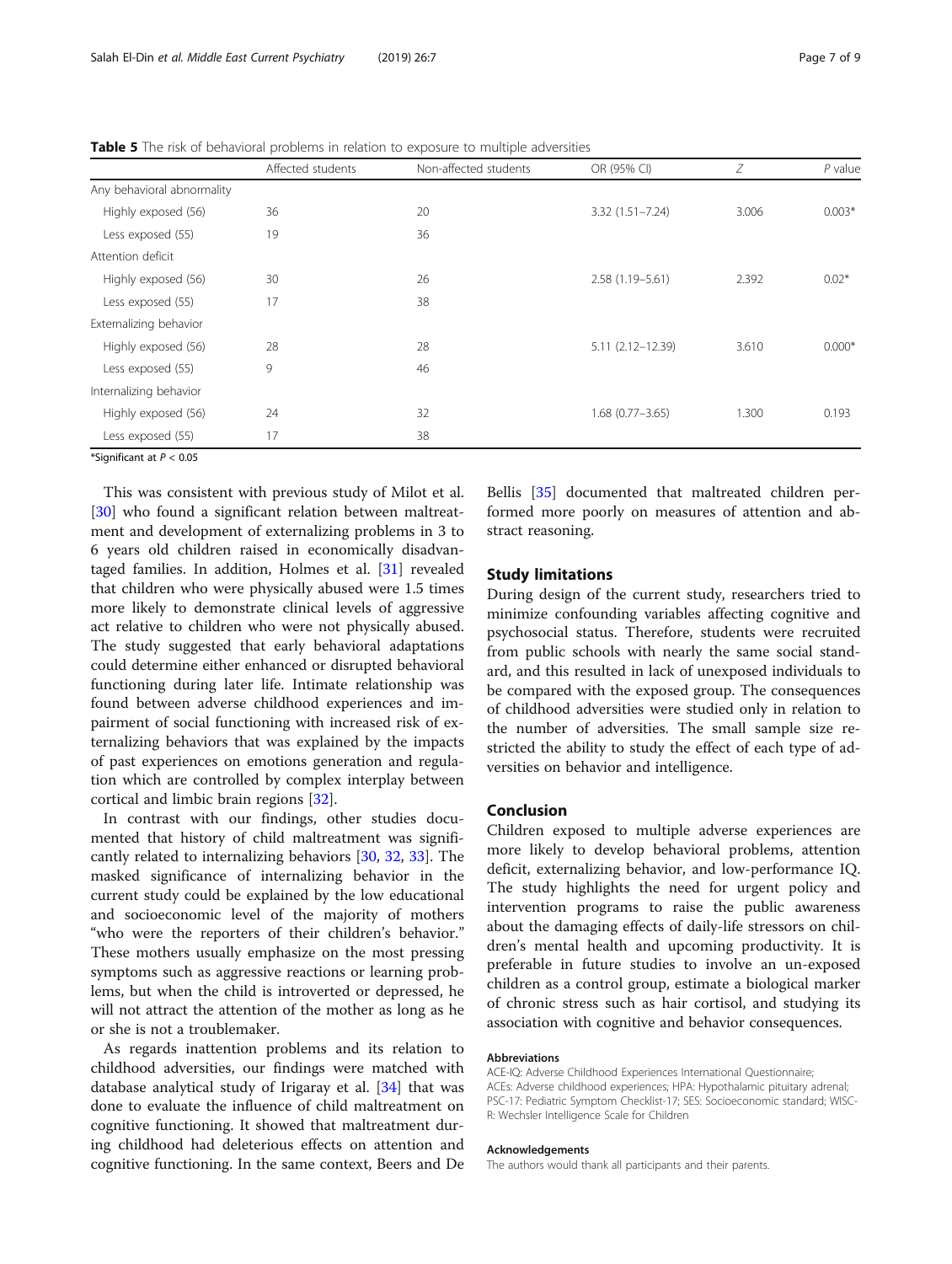**Table 5** The risk of behavioral problems in relation to exposure to multiple adversities

| | Affected students | Non-affected students | OR (95% CI) | Z | P value |
|---|---|---|---|---|---|
| Any behavioral abnormality | | | | | |
| Highly exposed (56) | 36 | 20 | 3.32 (1.51–7.24) | 3.006 | 0.003* |
| Less exposed (55) | 19 | 36 | | | |
| Attention deficit | | | | | |
| Highly exposed (56) | 30 | 26 | 2.58 (1.19–5.61) | 2.392 | 0.02* |
| Less exposed (55) | 17 | 38 | | | |
| Externalizing behavior | | | | | |
| Highly exposed (56) | 28 | 28 | 5.11 (2.12–12.39) | 3.610 | 0.000* |
| Less exposed (55) | 9 | 46 | | | |
| Internalizing behavior | | | | | |
| Highly exposed (56) | 24 | 32 | 1.68 (0.77–3.65) | 1.300 | 0.193 |
| Less exposed (55) | 17 | 38 | | | |

*Significant at $P < 0.05$

This was consistent with previous study of Milot et al. [30] who found a significant relation between maltreatment and development of externalizing problems in 3 to 6 years old children raised in economically disadvantaged families. In addition, Holmes et al. [31] revealed that children who were physically abused were 1.5 times more likely to demonstrate clinical levels of aggressive act relative to children who were not physically abused. The study suggested that early behavioral adaptations could determine either enhanced or disrupted behavioral functioning during later life. Intimate relationship was found between adverse childhood experiences and impairment of social functioning with increased risk of externalizing behaviors that was explained by the impacts of past experiences on emotions generation and regulation which are controlled by complex interplay between cortical and limbic brain regions [32].

In contrast with our findings, other studies documented that history of child maltreatment was significantly related to internalizing behaviors [30, 32, 33]. The masked significance of internalizing behavior in the current study could be explained by the low educational and socioeconomic level of the majority of mothers "who were the reporters of their children's behavior." These mothers usually emphasize on the most pressing symptoms such as aggressive reactions or learning problems, but when the child is introverted or depressed, he will not attract the attention of the mother as long as he or she is not a troublemaker.

As regards inattention problems and its relation to childhood adversities, our findings were matched with database analytical study of Irigaray et al. [34] that was done to evaluate the influence of child maltreatment on cognitive functioning. It showed that maltreatment during childhood had deleterious effects on attention and cognitive functioning. In the same context, Beers and De Bellis [35] documented that maltreated children performed more poorly on measures of attention and abstract reasoning.

## Study limitations

During design of the current study, researchers tried to minimize confounding variables affecting cognitive and psychosocial status. Therefore, students were recruited from public schools with nearly the same social standard, and this resulted in lack of unexposed individuals to be compared with the exposed group. The consequences of childhood adversities were studied only in relation to the number of adversities. The small sample size restricted the ability to study the effect of each type of adversities on behavior and intelligence.

## Conclusion

Children exposed to multiple adverse experiences are more likely to develop behavioral problems, attention deficit, externalizing behavior, and low-performance IQ. The study highlights the need for urgent policy and intervention programs to raise the public awareness about the damaging effects of daily-life stressors on children's mental health and upcoming productivity. It is preferable in future studies to involve an un-exposed children as a control group, estimate a biological marker of chronic stress such as hair cortisol, and studying its association with cognitive and behavior consequences.

#### Abbreviations

ACE-IQ: Adverse Childhood Experiences International Questionnaire; ACEs: Adverse childhood experiences; HPA: Hypothalamic pituitary adrenal; PSC-17: Pediatric Symptom Checklist-17; SES: Socioeconomic standard; WISC-R: Wechsler Intelligence Scale for Children

#### Acknowledgements

The authors would thank all participants and their parents.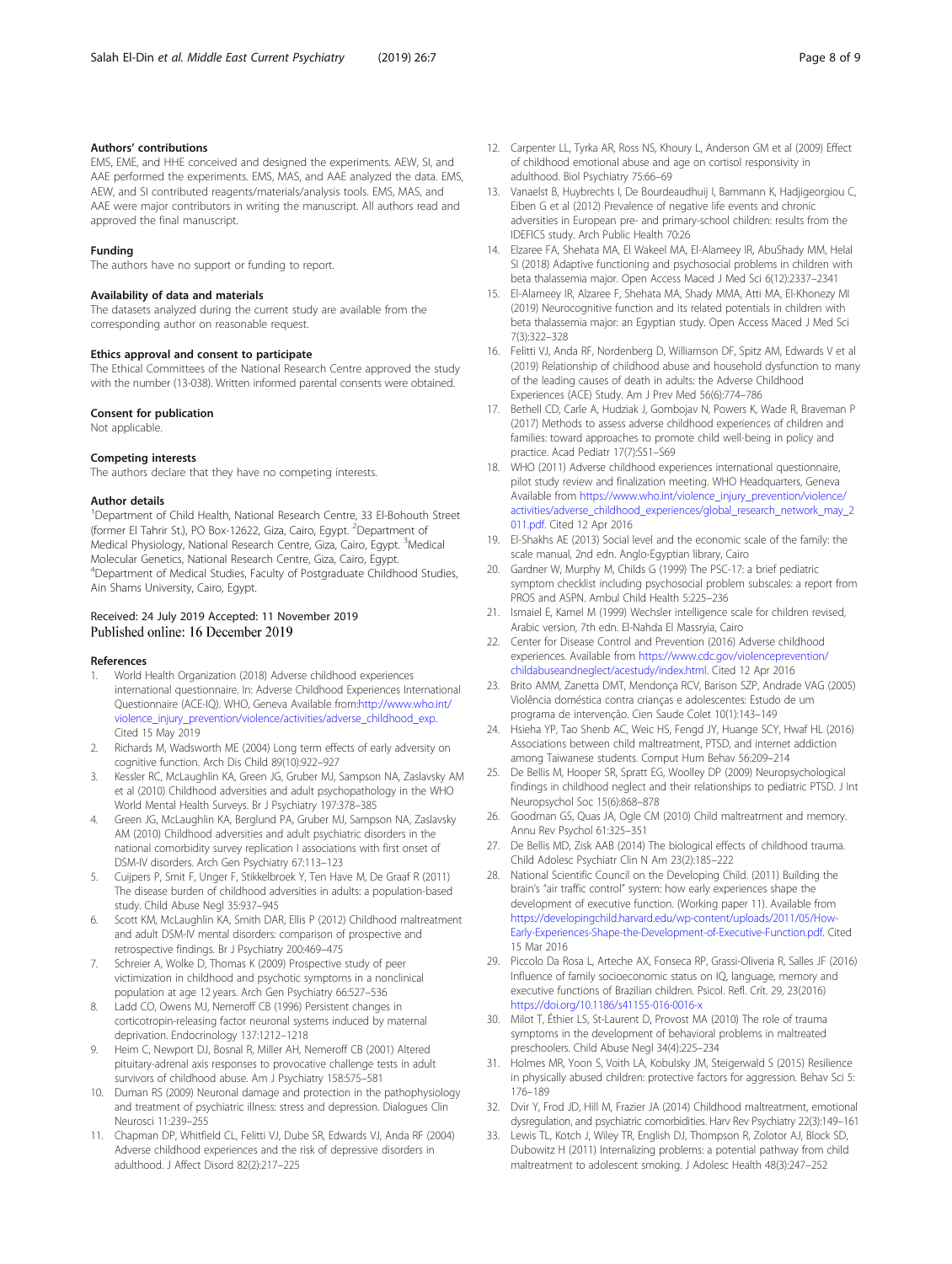### Authors' contributions

EMS, EME, and HHE conceived and designed the experiments. AEW, SI, and AAE performed the experiments. EMS, MAS, and AAE analyzed the data. EMS, AEW, and SI contributed reagents/materials/analysis tools. EMS, MAS, and AAE were major contributors in writing the manuscript. All authors read and approved the final manuscript.

### Funding

The authors have no support or funding to report.

### Availability of data and materials

The datasets analyzed during the current study are available from the corresponding author on reasonable request.

### Ethics approval and consent to participate

The Ethical Committees of the National Research Centre approved the study with the number (13-038). Written informed parental consents were obtained.

### Consent for publication

Not applicable.

### Competing interests

The authors declare that they have no competing interests.

### Author details

[1]Department of Child Health, National Research Centre, 33 El-Bohouth Street (former El Tahrir St.), PO Box-12622, Giza, Cairo, Egypt. [2]Department of Medical Physiology, National Research Centre, Giza, Cairo, Egypt. [3]Medical Molecular Genetics, National Research Centre, Giza, Cairo, Egypt. [4]Department of Medical Studies, Faculty of Postgraduate Childhood Studies, Ain Shams University, Cairo, Egypt.

Received: 24 July 2019 Accepted: 11 November 2019
Published online: 16 December 2019

### References

1. World Health Organization (2018) Adverse childhood experiences international questionnaire. In: Adverse Childhood Experiences International Questionnaire (ACE-IQ). WHO, Geneva Available from:http://www.who.int/violence_injury_prevention/violence/activities/adverse_childhood_exp. Cited 15 May 2019
2. Richards M, Wadsworth ME (2004) Long term effects of early adversity on cognitive function. Arch Dis Child 89(10):922–927
3. Kessler RC, McLaughlin KA, Green JG, Gruber MJ, Sampson NA, Zaslavsky AM et al (2010) Childhood adversities and adult psychopathology in the WHO World Mental Health Surveys. Br J Psychiatry 197:378–385
4. Green JG, McLaughlin KA, Berglund PA, Gruber MJ, Sampson NA, Zaslavsky AM (2010) Childhood adversities and adult psychiatric disorders in the national comorbidity survey replication I associations with first onset of DSM-IV disorders. Arch Gen Psychiatry 67:113–123
5. Cuijpers P, Smit F, Unger F, Stikkelbroek Y, Ten Have M, De Graaf R (2011) The disease burden of childhood adversities in adults: a population-based study. Child Abuse Negl 35:937–945
6. Scott KM, McLaughlin KA, Smith DAR, Ellis P (2012) Childhood maltreatment and adult DSM-IV mental disorders: comparison of prospective and retrospective findings. Br J Psychiatry 200:469–475
7. Schreier A, Wolke D, Thomas K (2009) Prospective study of peer victimization in childhood and psychotic symptoms in a nonclinical population at age 12 years. Arch Gen Psychiatry 66:527–536
8. Ladd CO, Owens MJ, Nemeroff CB (1996) Persistent changes in corticotropin-releasing factor neuronal systems induced by maternal deprivation. Endocrinology 137:1212–1218
9. Heim C, Newport DJ, Bosnal R, Miller AH, Nemeroff CB (2001) Altered pituitary-adrenal axis responses to provocative challenge tests in adult survivors of childhood abuse. Am J Psychiatry 158:575–581
10. Duman RS (2009) Neuronal damage and protection in the pathophysiology and treatment of psychiatric illness: stress and depression. Dialogues Clin Neurosci 11:239–255
11. Chapman DP, Whitfield CL, Felitti VJ, Dube SR, Edwards VJ, Anda RF (2004) Adverse childhood experiences and the risk of depressive disorders in adulthood. J Affect Disord 82(2):217–225
12. Carpenter LL, Tyrka AR, Ross NS, Khoury L, Anderson GM et al (2009) Effect of childhood emotional abuse and age on cortisol responsivity in adulthood. Biol Psychiatry 75:66–69
13. Vanaelst B, Huybrechts I, De Bourdeaudhuij I, Bammann K, Hadjigeorgiou C, Eiben G et al (2012) Prevalence of negative life events and chronic adversities in European pre- and primary-school children: results from the IDEFICS study. Arch Public Health 70:26
14. Elzaree FA, Shehata MA, El Wakeel MA, El-Alameey IR, AbuShady MM, Helal SI (2018) Adaptive functioning and psychosocial problems in children with beta thalassemia major. Open Access Maced J Med Sci 6(12):2337–2341
15. El-Alameey IR, Alzaree F, Shehata MA, Shady MMA, Atti MA, El-Khonezy MI (2019) Neurocognitive function and its related potentials in children with beta thalassemia major: an Egyptian study. Open Access Maced J Med Sci 7(3):322–328
16. Felitti VJ, Anda RF, Nordenberg D, Williamson DF, Spitz AM, Edwards V et al (2019) Relationship of childhood abuse and household dysfunction to many of the leading causes of death in adults: the Adverse Childhood Experiences (ACE) Study. Am J Prev Med 56(6):774–786
17. Bethell CD, Carle A, Hudziak J, Gombojav N, Powers K, Wade R, Braveman P (2017) Methods to assess adverse childhood experiences of children and families: toward approaches to promote child well-being in policy and practice. Acad Pediatr 17(7):S51–S69
18. WHO (2011) Adverse childhood experiences international questionnaire, pilot study review and finalization meeting. WHO Headquarters, Geneva Available from https://www.who.int/violence_injury_prevention/violence/activities/adverse_childhood_experiences/global_research_network_may_2011.pdf. Cited 12 Apr 2016
19. El-Shakhs AE (2013) Social level and the economic scale of the family: the scale manual, 2nd edn. Anglo-Egyptian library, Cairo
20. Gardner W, Murphy M, Childs G (1999) The PSC-17: a brief pediatric symptom checklist including psychosocial problem subscales: a report from PROS and ASPN. Ambul Child Health 5:225–236
21. Ismaiel E, Kamel M (1999) Wechsler intelligence scale for children revised, Arabic version, 7th edn. El-Nahda El Massryia, Cairo
22. Center for Disease Control and Prevention (2016) Adverse childhood experiences. Available from https://www.cdc.gov/violenceprevention/childabuseandneglect/acestudy/index.html. Cited 12 Apr 2016
23. Brito AMM, Zanetta DMT, Mendonça RCV, Barison SZP, Andrade VAG (2005) Violência doméstica contra crianças e adolescentes: Estudo de um programa de intervenção. Cien Saude Colet 10(1):143–149
24. Hsieha YP, Tao Shenb AC, Weic HS, Fengd JY, Huange SCY, Hwaf HL (2016) Associations between child maltreatment, PTSD, and internet addiction among Taiwanese students. Comput Hum Behav 56:209–214
25. De Bellis M, Hooper SR, Spratt EG, Woolley DP (2009) Neuropsychological findings in childhood neglect and their relationships to pediatric PTSD. J Int Neuropsychol Soc 15(6):868–878
26. Goodman GS, Quas JA, Ogle CM (2010) Child maltreatment and memory. Annu Rev Psychol 61:325–351
27. De Bellis MD, Zisk AAB (2014) The biological effects of childhood trauma. Child Adolesc Psychiatr Clin N Am 23(2):185–222
28. National Scientific Council on the Developing Child. (2011) Building the brain's "air traffic control" system: how early experiences shape the development of executive function. (Working paper 11). Available from https://developingchild.harvard.edu/wp-content/uploads/2011/05/How-Early-Experiences-Shape-the-Development-of-Executive-Function.pdf. Cited 15 Mar 2016
29. Piccolo Da Rosa L, Arteche AX, Fonseca RP, Grassi-Oliveria R, Salles JF (2016) Influence of family socioeconomic status on IQ, language, memory and executive functions of Brazilian children. Psicol. Refl. Crít. 29, 23(2016) https://doi.org/10.1186/s41155-016-0016-x
30. Milot T, Éthier LS, St-Laurent D, Provost MA (2010) The role of trauma symptoms in the development of behavioral problems in maltreated preschoolers. Child Abuse Negl 34(4):225–234
31. Holmes MR, Yoon S, Voith LA, Kobulsky JM, Steigerwald S (2015) Resilience in physically abused children: protective factors for aggression. Behav Sci 5:176–189
32. Dvir Y, Frod JD, Hill M, Frazier JA (2014) Childhood maltreatment, emotional dysregulation, and psychiatric comorbidities. Harv Rev Psychiatry 22(3):149–161
33. Lewis TL, Kotch J, Wiley TR, English DJ, Thompson R, Zolotor AJ, Block SD, Dubowitz H (2011) Internalizing problems: a potential pathway from child maltreatment to adolescent smoking. J Adolesc Health 48(3):247–252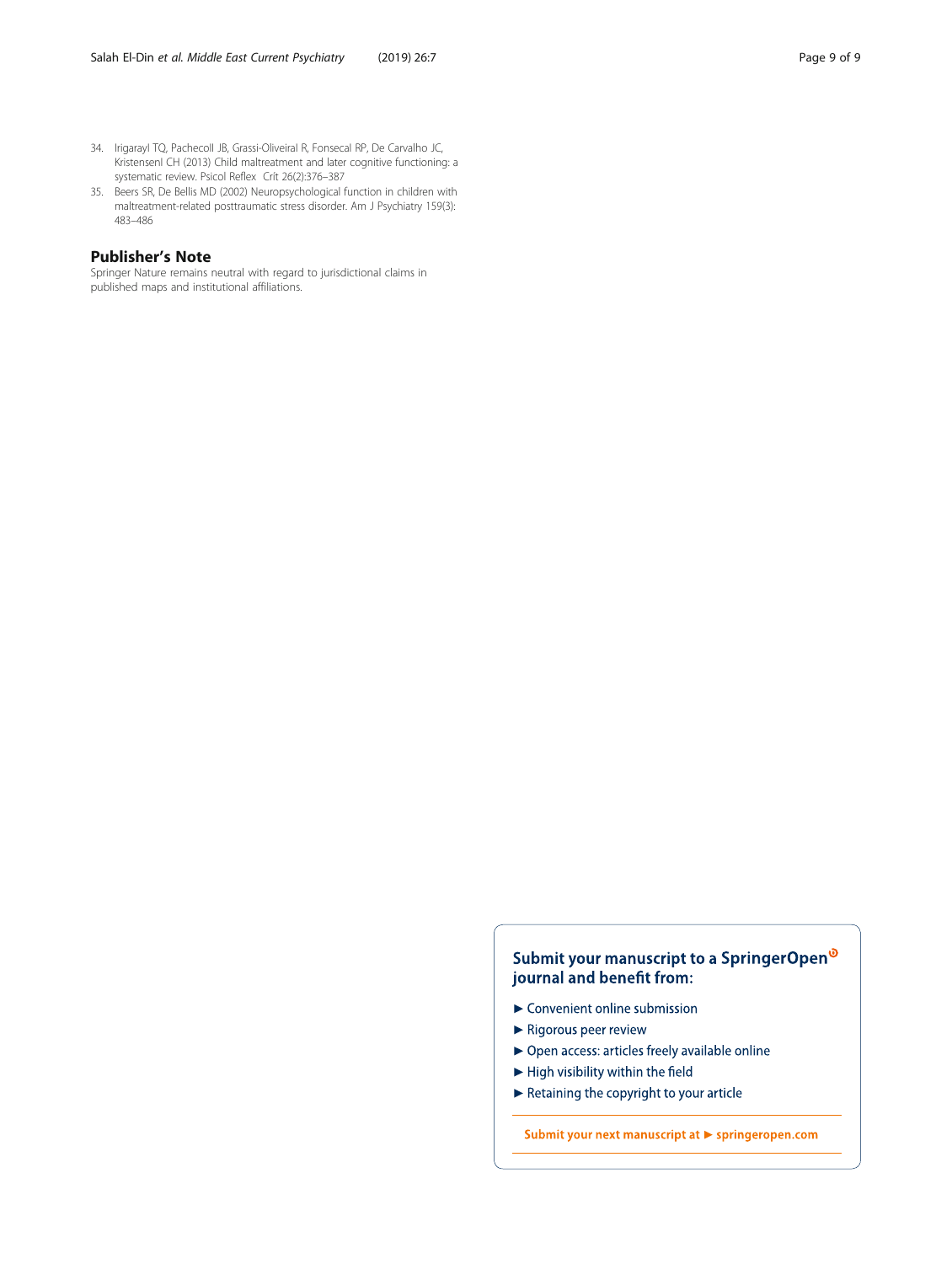34. Irigarayl TQ, Pachecoll JB, Grassi-Oliveiral R, Fonsecal RP, De Carvalho JC, Kristensenl CH (2013) Child maltreatment and later cognitive functioning: a systematic review. Psicol Reflex Crít 26(2):376–387
35. Beers SR, De Bellis MD (2002) Neuropsychological function in children with maltreatment-related posttraumatic stress disorder. Am J Psychiatry 159(3): 483–486

## Publisher's Note

Springer Nature remains neutral with regard to jurisdictional claims in published maps and institutional affiliations.

**Submit your manuscript to a SpringerOpen journal and benefit from:**

- ► Convenient online submission
- ► Rigorous peer review
- ► Open access: articles freely available online
- ► High visibility within the field
- ► Retaining the copyright to your article

**Submit your next manuscript at ► springeropen.com**